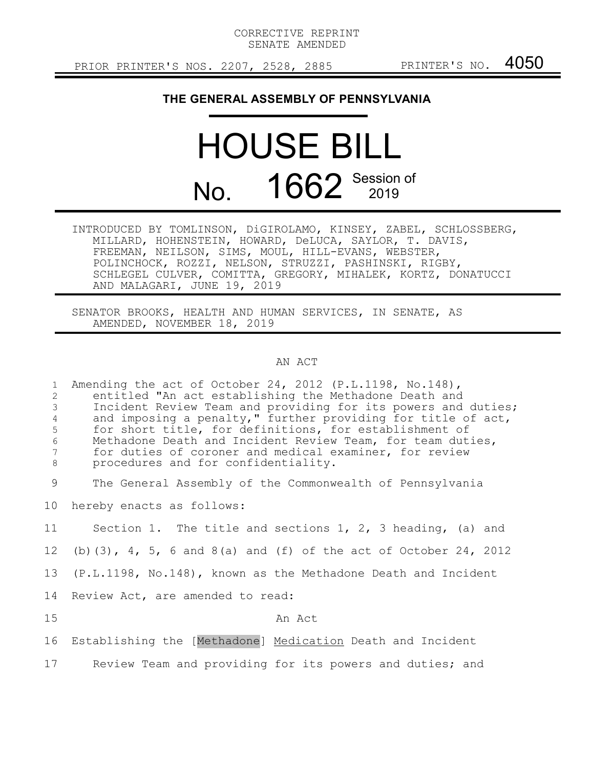CORRECTIVE REPRINT
SENATE AMENDED

PRIOR PRINTER'S NOS. 2207, 2528, 2885 PRINTER'S NO. 4050

# THE GENERAL ASSEMBLY OF PENNSYLVANIA

# HOUSE BILL

# No. 1662 Session of 2019

INTRODUCED BY TOMLINSON, DiGIROLAMO, KINSEY, ZABEL, SCHLOSSBERG, MILLARD, HOHENSTEIN, HOWARD, DeLUCA, SAYLOR, T. DAVIS, FREEMAN, NEILSON, SIMS, MOUL, HILL-EVANS, WEBSTER, POLINCHOCK, ROZZI, NELSON, STRUZZI, PASHINSKI, RIGBY, SCHLEGEL CULVER, COMITTA, GREGORY, MIHALEK, KORTZ, DONATUCCI AND MALAGARI, JUNE 19, 2019

SENATOR BROOKS, HEALTH AND HUMAN SERVICES, IN SENATE, AS AMENDED, NOVEMBER 18, 2019

AN ACT

1 Amending the act of October 24, 2012 (P.L.1198, No.148),
2 entitled "An act establishing the Methadone Death and
3 Incident Review Team and providing for its powers and duties;
4 and imposing a penalty," further providing for title of act,
5 for short title, for definitions, for establishment of
6 Methadone Death and Incident Review Team, for team duties,
7 for duties of coroner and medical examiner, for review
8 procedures and for confidentiality.

9 The General Assembly of the Commonwealth of Pennsylvania
10 hereby enacts as follows:

11 Section 1. The title and sections 1, 2, 3 heading, (a) and
12 (b)(3), 4, 5, 6 and 8(a) and (f) of the act of October 24, 2012
13 (P.L.1198, No.148), known as the Methadone Death and Incident
14 Review Act, are amended to read:

15 An Act

16 Establishing the [Methadone] <u>Medication</u> Death and Incident
17 Review Team and providing for its powers and duties; and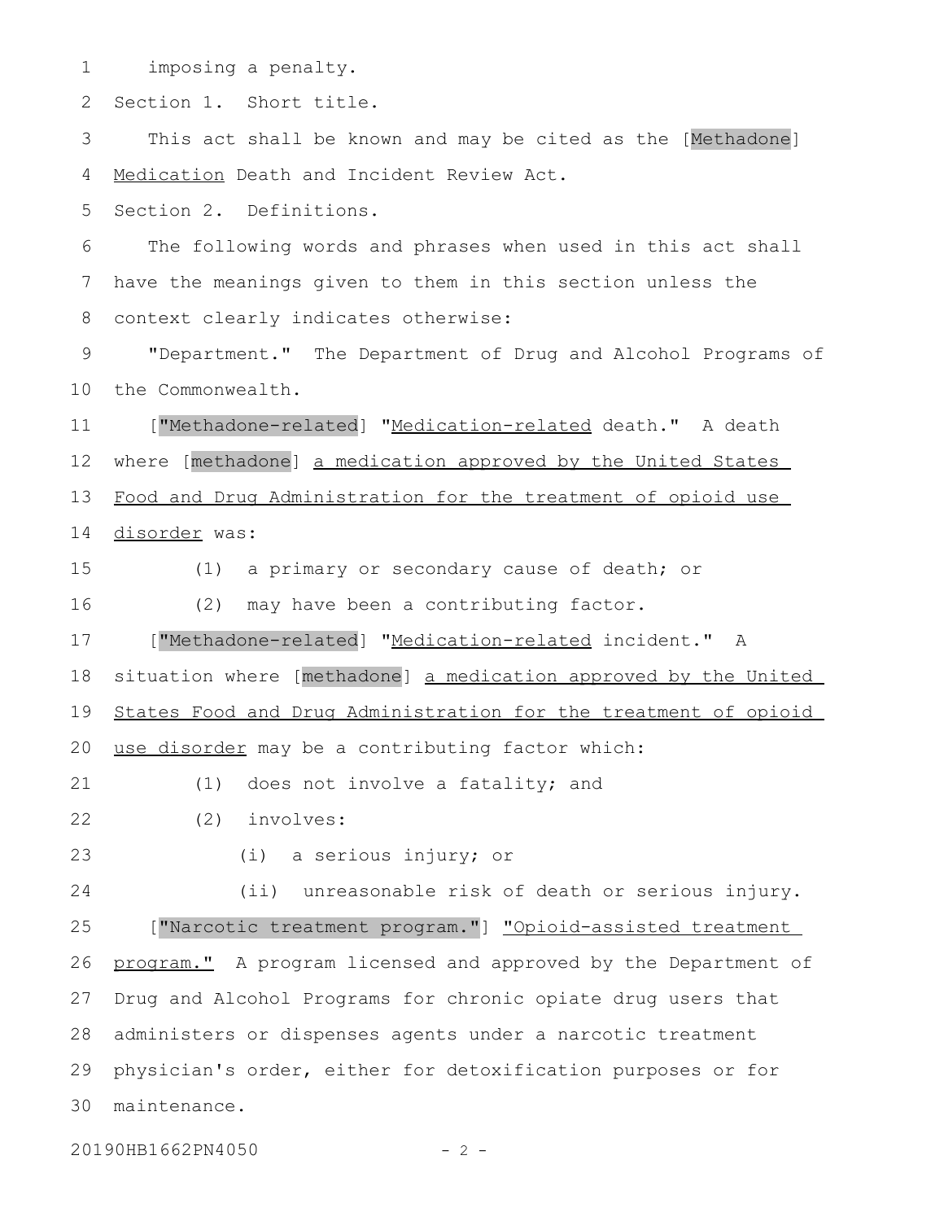imposing a penalty.

Section 1. Short title.

This act shall be known and may be cited as the [Methadone] Medication Death and Incident Review Act.

Section 2. Definitions.

The following words and phrases when used in this act shall have the meanings given to them in this section unless the context clearly indicates otherwise:

"Department." The Department of Drug and Alcohol Programs of the Commonwealth.

["Methadone-related] "Medication-related death." A death where [methadone] a medication approved by the United States Food and Drug Administration for the treatment of opioid use disorder was:

(1) a primary or secondary cause of death; or

(2) may have been a contributing factor.

["Methadone-related] "Medication-related incident." A situation where [methadone] a medication approved by the United States Food and Drug Administration for the treatment of opioid use disorder may be a contributing factor which:

(1) does not involve a fatality; and

(2) involves:

(i) a serious injury; or

(ii) unreasonable risk of death or serious injury.

["Narcotic treatment program."] "Opioid-assisted treatment program." A program licensed and approved by the Department of Drug and Alcohol Programs for chronic opiate drug users that administers or dispenses agents under a narcotic treatment physician's order, either for detoxification purposes or for maintenance.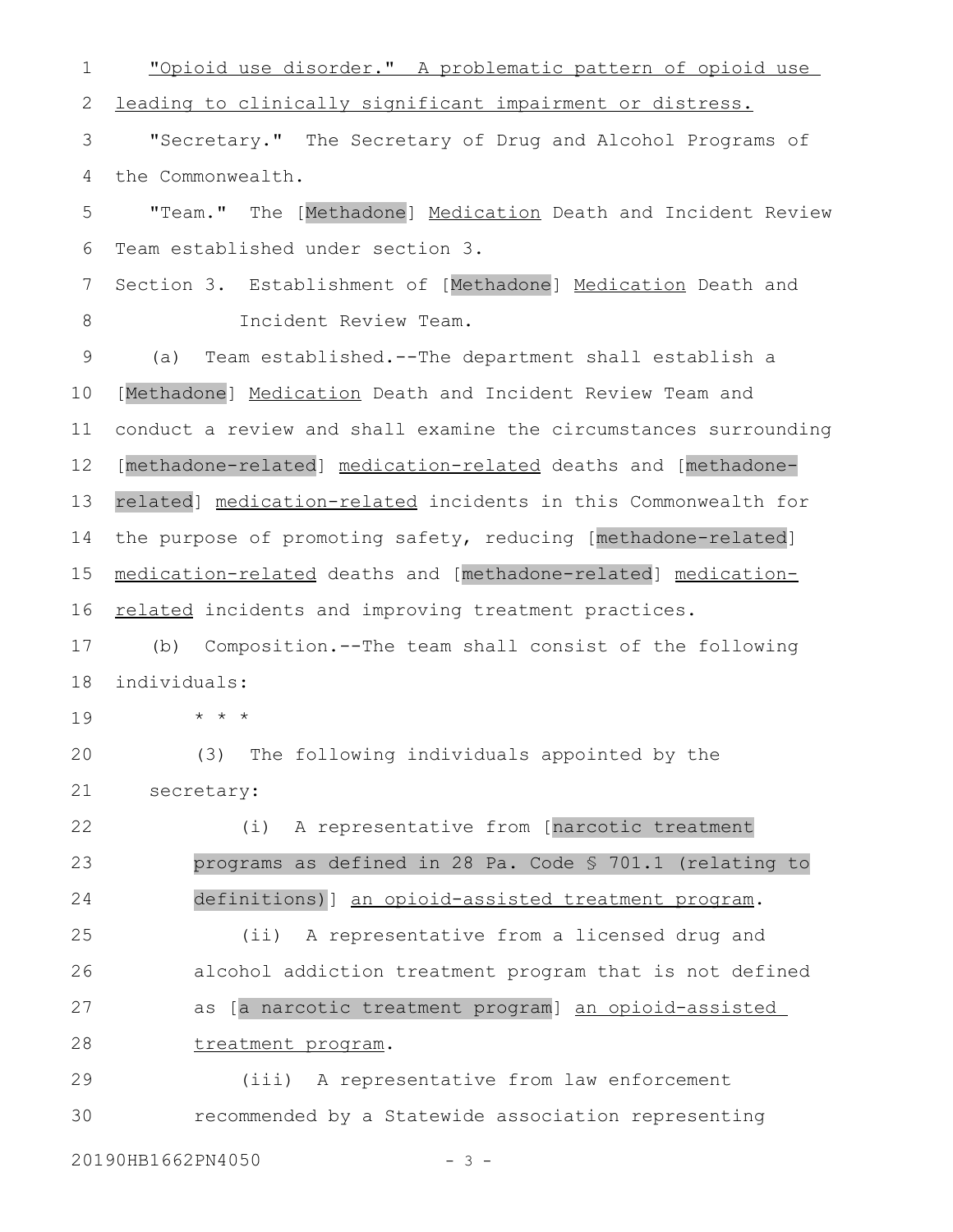"Opioid use disorder." A problematic pattern of opioid use leading to clinically significant impairment or distress.

"Secretary." The Secretary of Drug and Alcohol Programs of the Commonwealth.

"Team." The [Methadone] Medication Death and Incident Review Team established under section 3.

Section 3. Establishment of [Methadone] Medication Death and Incident Review Team.

(a) Team established.--The department shall establish a [Methadone] Medication Death and Incident Review Team and conduct a review and shall examine the circumstances surrounding [methadone-related] medication-related deaths and [methadone-related] medication-related incidents in this Commonwealth for the purpose of promoting safety, reducing [methadone-related] medication-related deaths and [methadone-related] medication-related incidents and improving treatment practices.

(b) Composition.--The team shall consist of the following individuals:

\* \* \*

(3) The following individuals appointed by the secretary:

(i) A representative from [narcotic treatment programs as defined in 28 Pa. Code § 701.1 (relating to definitions)] an opioid-assisted treatment program.

(ii) A representative from a licensed drug and alcohol addiction treatment program that is not defined as [a narcotic treatment program] an opioid-assisted treatment program.

(iii) A representative from law enforcement recommended by a Statewide association representing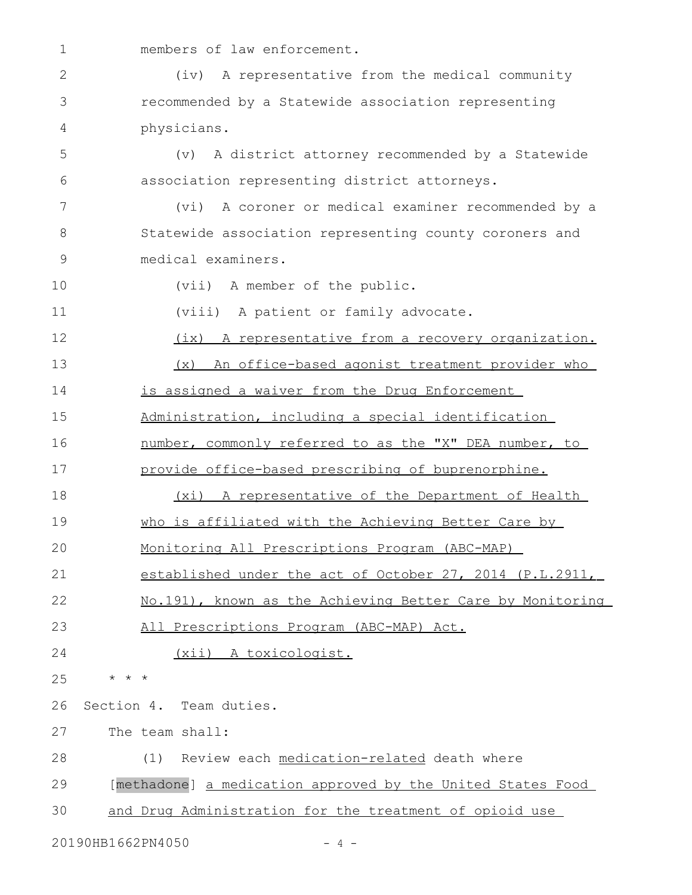members of law enforcement.

(iv) A representative from the medical community recommended by a Statewide association representing physicians.

(v) A district attorney recommended by a Statewide association representing district attorneys.

(vi) A coroner or medical examiner recommended by a Statewide association representing county coroners and medical examiners.

(vii) A member of the public.

(viii) A patient or family advocate.

(ix) A representative from a recovery organization.

(x) An office-based agonist treatment provider who is assigned a waiver from the Drug Enforcement Administration, including a special identification number, commonly referred to as the "X" DEA number, to provide office-based prescribing of buprenorphine.

(xi) A representative of the Department of Health who is affiliated with the Achieving Better Care by Monitoring All Prescriptions Program (ABC-MAP) established under the act of October 27, 2014 (P.L.2911, No.191), known as the Achieving Better Care by Monitoring All Prescriptions Program (ABC-MAP) Act.

(xii) A toxicologist.

* * *

Section 4. Team duties.

The team shall:

(1) Review each medication-related death where [methadone] a medication approved by the United States Food and Drug Administration for the treatment of opioid use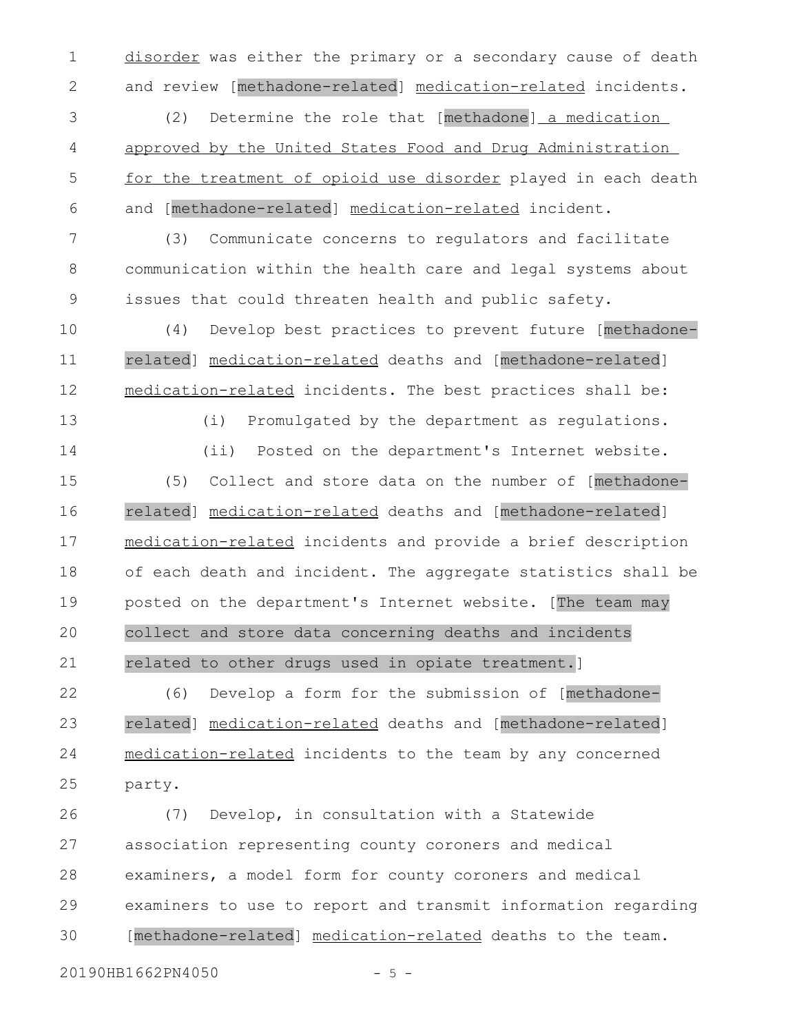disorder was either the primary or a secondary cause of death and review [methadone-related] medication-related incidents.

(2) Determine the role that [methadone] a medication approved by the United States Food and Drug Administration for the treatment of opioid use disorder played in each death and [methadone-related] medication-related incident.

(3) Communicate concerns to regulators and facilitate communication within the health care and legal systems about issues that could threaten health and public safety.

(4) Develop best practices to prevent future [methadone-related] medication-related deaths and [methadone-related] medication-related incidents. The best practices shall be:

(i) Promulgated by the department as regulations.

(ii) Posted on the department's Internet website.

(5) Collect and store data on the number of [methadone-related] medication-related deaths and [methadone-related] medication-related incidents and provide a brief description of each death and incident. The aggregate statistics shall be posted on the department's Internet website. [The team may collect and store data concerning deaths and incidents related to other drugs used in opiate treatment.]

(6) Develop a form for the submission of [methadone-related] medication-related deaths and [methadone-related] medication-related incidents to the team by any concerned party.

(7) Develop, in consultation with a Statewide association representing county coroners and medical examiners, a model form for county coroners and medical examiners to use to report and transmit information regarding [methadone-related] medication-related deaths to the team.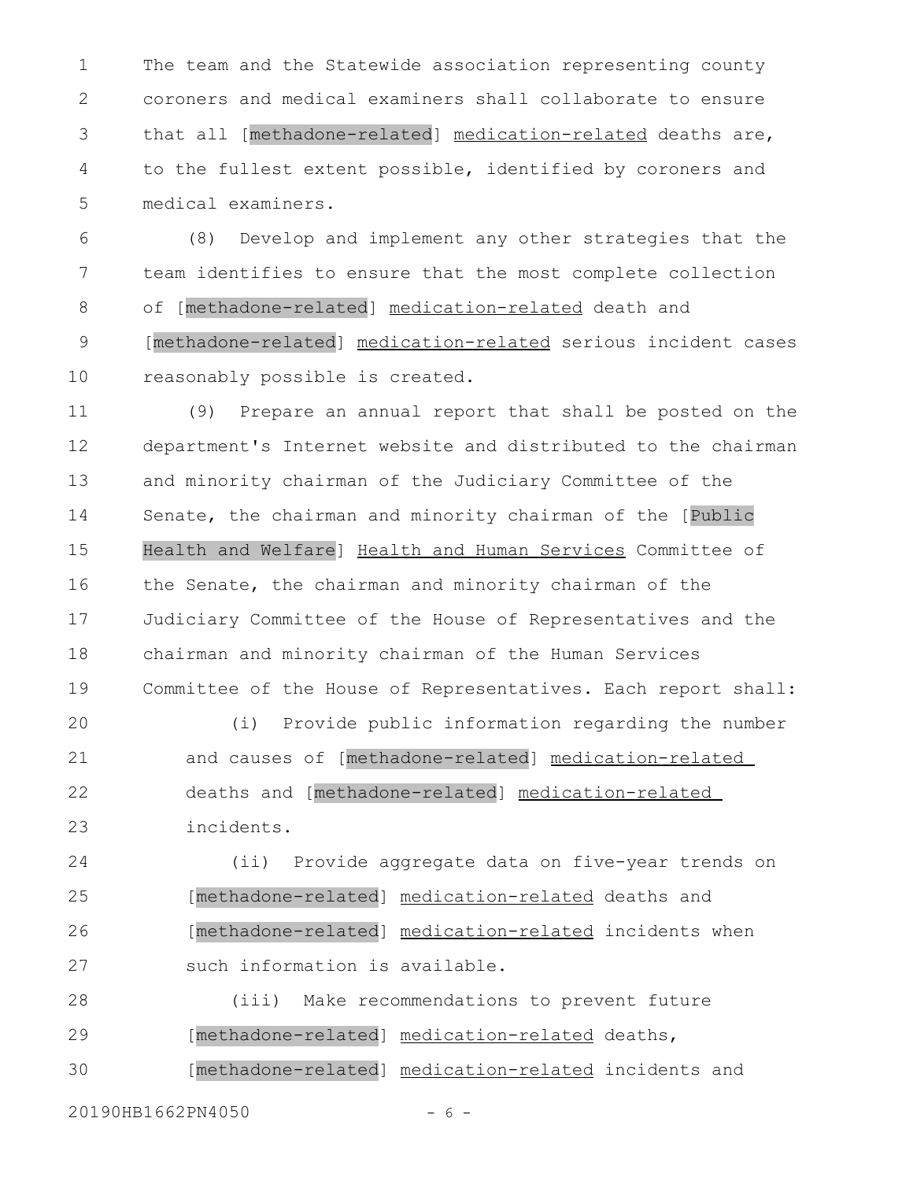The team and the Statewide association representing county coroners and medical examiners shall collaborate to ensure that all [methadone-related] medication-related deaths are, to the fullest extent possible, identified by coroners and medical examiners.

(8) Develop and implement any other strategies that the team identifies to ensure that the most complete collection of [methadone-related] medication-related death and [methadone-related] medication-related serious incident cases reasonably possible is created.

(9) Prepare an annual report that shall be posted on the department's Internet website and distributed to the chairman and minority chairman of the Judiciary Committee of the Senate, the chairman and minority chairman of the [Public Health and Welfare] Health and Human Services Committee of the Senate, the chairman and minority chairman of the Judiciary Committee of the House of Representatives and the chairman and minority chairman of the Human Services Committee of the House of Representatives. Each report shall:

(i) Provide public information regarding the number and causes of [methadone-related] medication-related deaths and [methadone-related] medication-related incidents.

(ii) Provide aggregate data on five-year trends on [methadone-related] medication-related deaths and [methadone-related] medication-related incidents when such information is available.

(iii) Make recommendations to prevent future [methadone-related] medication-related deaths, [methadone-related] medication-related incidents and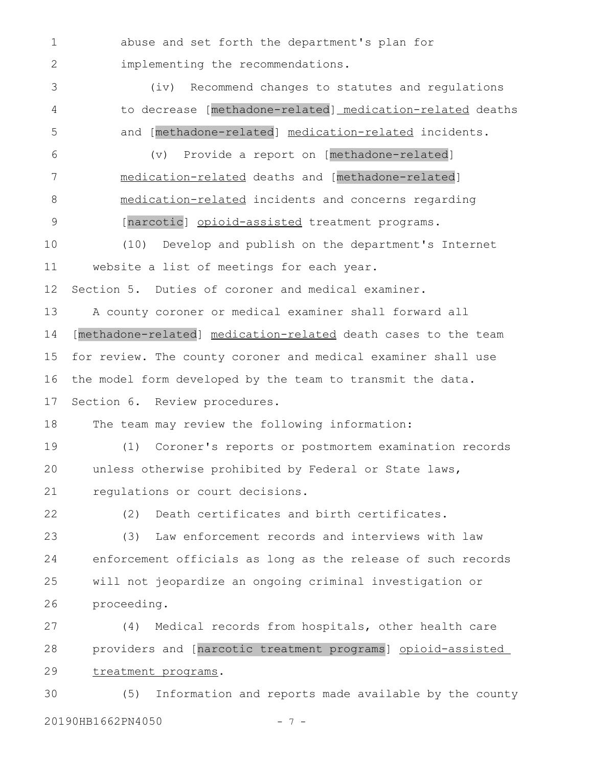abuse and set forth the department's plan for implementing the recommendations.

(iv) Recommend changes to statutes and regulations to decrease [methadone-related] medication-related deaths and [methadone-related] medication-related incidents.

(v) Provide a report on [methadone-related] medication-related deaths and [methadone-related] medication-related incidents and concerns regarding [narcotic] opioid-assisted treatment programs.

(10) Develop and publish on the department's Internet website a list of meetings for each year.

Section 5. Duties of coroner and medical examiner.

A county coroner or medical examiner shall forward all [methadone-related] medication-related death cases to the team for review. The county coroner and medical examiner shall use the model form developed by the team to transmit the data.

Section 6. Review procedures.

The team may review the following information:

(1) Coroner's reports or postmortem examination records unless otherwise prohibited by Federal or State laws, regulations or court decisions.

(2) Death certificates and birth certificates.

(3) Law enforcement records and interviews with law enforcement officials as long as the release of such records will not jeopardize an ongoing criminal investigation or proceeding.

(4) Medical records from hospitals, other health care providers and [narcotic treatment programs] opioid-assisted treatment programs.

(5) Information and reports made available by the county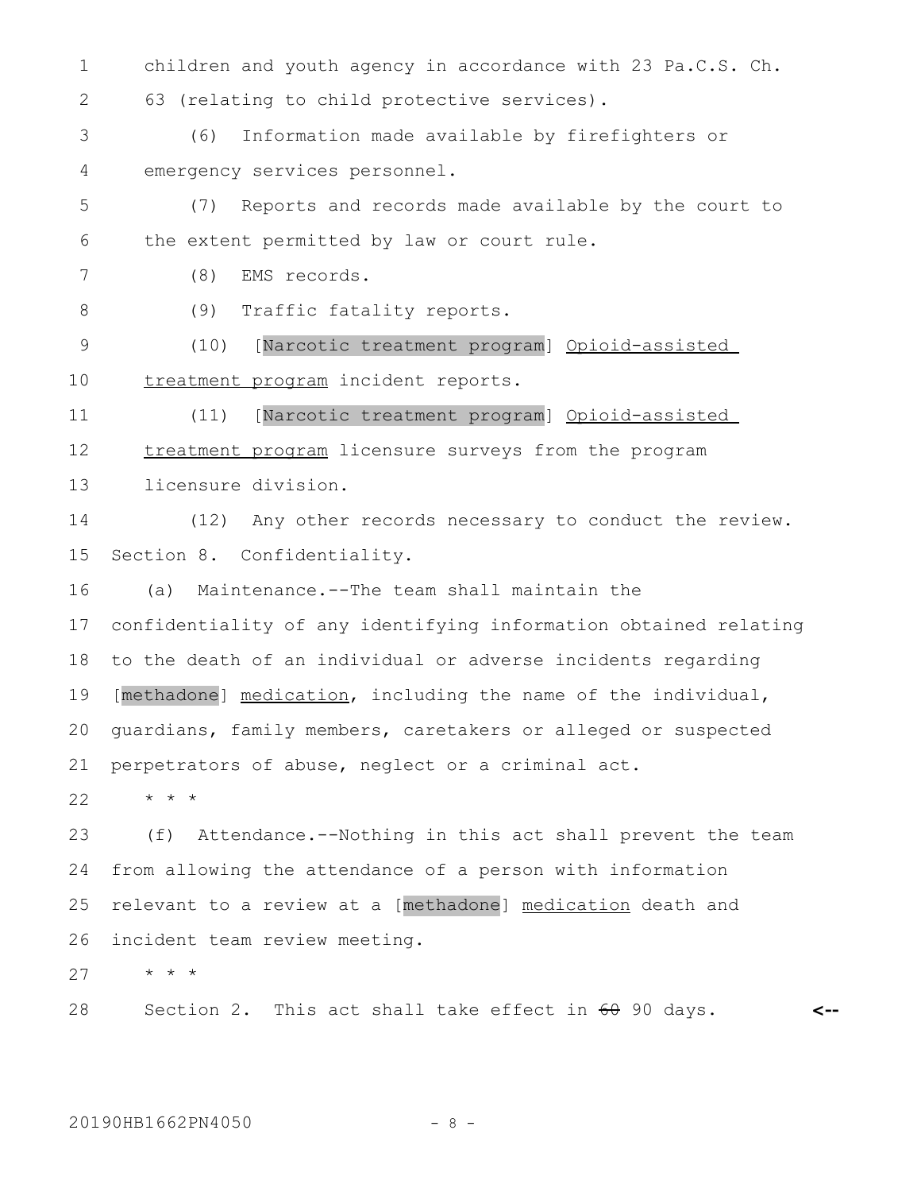children and youth agency in accordance with 23 Pa.C.S. Ch. 63 (relating to child protective services).

(6) Information made available by firefighters or emergency services personnel.

(7) Reports and records made available by the court to the extent permitted by law or court rule.

(8) EMS records.

(9) Traffic fatality reports.

(10) [Narcotic treatment program] Opioid-assisted treatment program incident reports.

(11) [Narcotic treatment program] Opioid-assisted treatment program licensure surveys from the program licensure division.

(12) Any other records necessary to conduct the review.

Section 8. Confidentiality.

(a) Maintenance.--The team shall maintain the confidentiality of any identifying information obtained relating to the death of an individual or adverse incidents regarding [methadone] medication, including the name of the individual, guardians, family members, caretakers or alleged or suspected perpetrators of abuse, neglect or a criminal act.

\* \* \*

(f) Attendance.--Nothing in this act shall prevent the team from allowing the attendance of a person with information relevant to a review at a [methadone] medication death and incident team review meeting.

\* \* \*

Section 2. This act shall take effect in ~~60~~ 90 days.